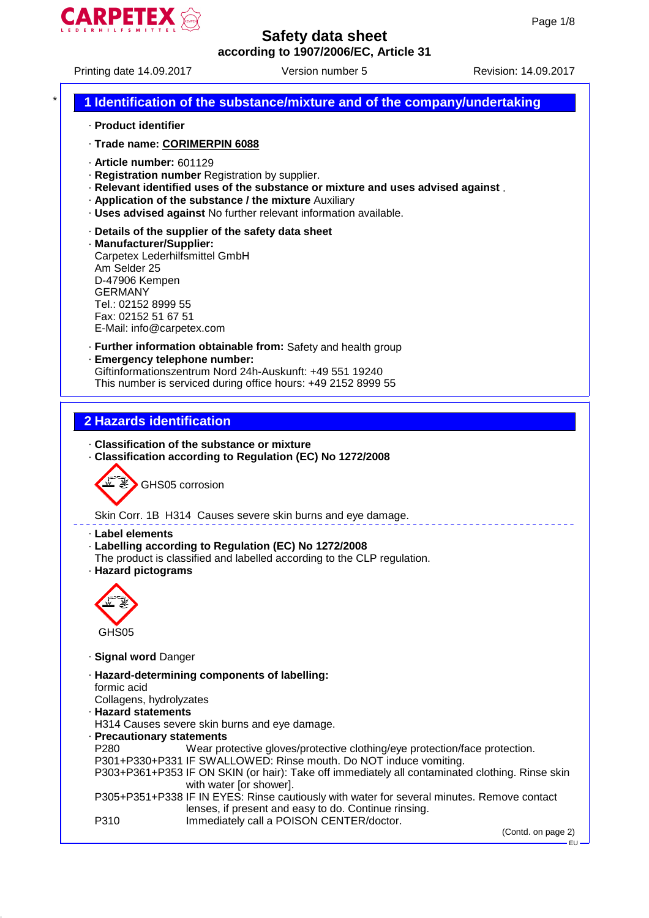# Safety data sheet

**according to 1907/2006/EC, Article 31**

Printing date 14.09.2017 Version number 5 Revision: 14.09.2017

## 1 Identification of the substance/mixture and of the company/undertaking

- **Product identifier**
- **Trade name: CORIMERPIN 6088**
- **Article number:** 601129
- **Registration number** Registration by supplier.
- **Relevant identified uses of the substance or mixture and uses advised against** .
- **Application of the substance / the mixture** Auxiliary
- **Uses advised against** No further relevant information available.
- **Details of the supplier of the safety data sheet**
- **Manufacturer/Supplier:**
  Carpetex Lederhilfsmittel GmbH
  Am Selder 25
  D-47906 Kempen
  GERMANY
  Tel.: 02152 8999 55
  Fax: 02152 51 67 51
  E-Mail: info@carpetex.com
- **Further information obtainable from:** Safety and health group
- **Emergency telephone number:**
  Giftinformationszentrum Nord 24h-Auskunft: +49 551 19240
  This number is serviced during office hours: +49 2152 8999 55

## 2 Hazards identification

- **Classification of the substance or mixture**
- **Classification according to Regulation (EC) No 1272/2008**

GHS05 corrosion

Skin Corr. 1B H314 Causes severe skin burns and eye damage.

- **Label elements**
- **Labelling according to Regulation (EC) No 1272/2008**
  The product is classified and labelled according to the CLP regulation.
- **Hazard pictograms**

GHS05

- **Signal word** Danger
- **Hazard-determining components of labelling:**
  formic acid
  Collagens, hydrolyzates
- **Hazard statements**
  H314 Causes severe skin burns and eye damage.
- **Precautionary statements**

P280 Wear protective gloves/protective clothing/eye protection/face protection.
P301+P330+P331 IF SWALLOWED: Rinse mouth. Do NOT induce vomiting.
P303+P361+P353 IF ON SKIN (or hair): Take off immediately all contaminated clothing. Rinse skin with water [or shower].
P305+P351+P338 IF IN EYES: Rinse cautiously with water for several minutes. Remove contact lenses, if present and easy to do. Continue rinsing.
P310 Immediately call a POISON CENTER/doctor.

(Contd. on page 2)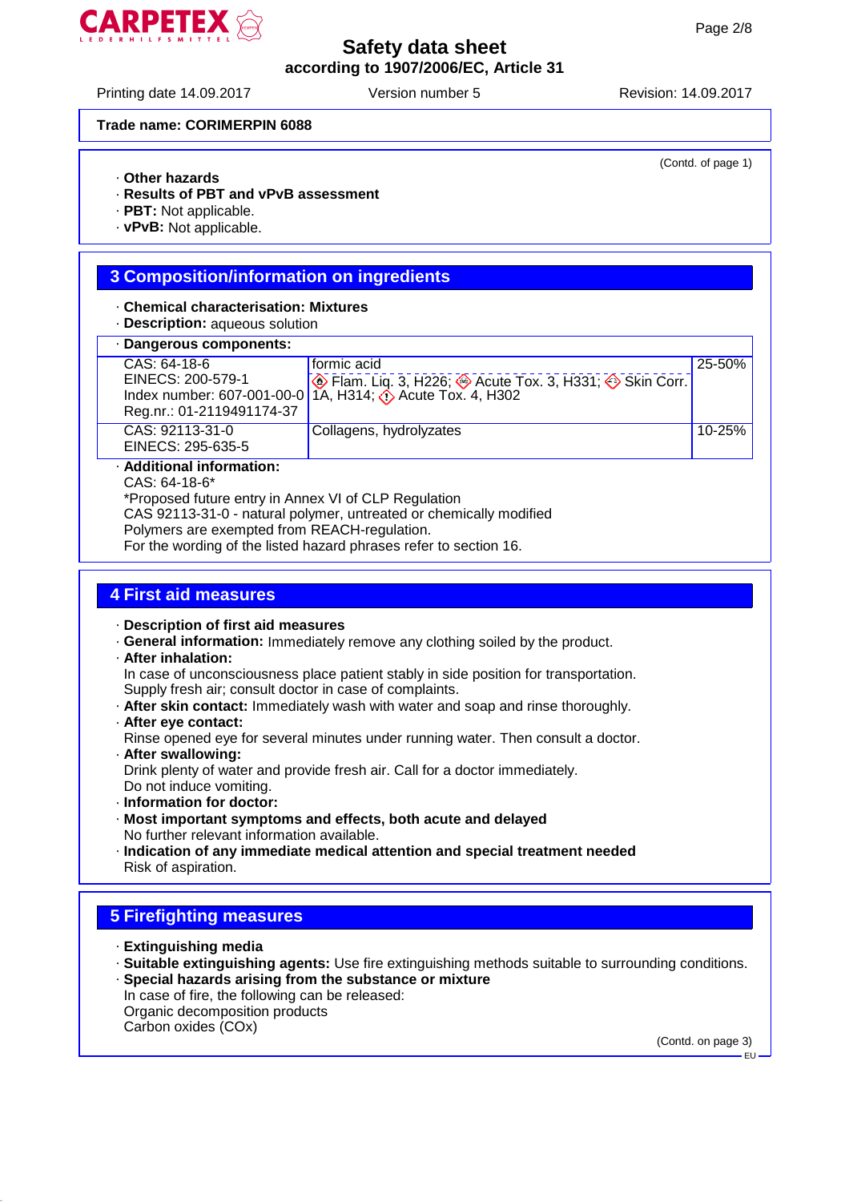**Trade name: CORIMERPIN 6088**

(Contd. of page 1)

· **Other hazards**
· **Results of PBT and vPvB assessment**
· **PBT:** Not applicable.
· **vPvB:** Not applicable.

## 3 Composition/information on ingredients

· **Chemical characterisation: Mixtures**
· **Description:** aqueous solution

| · **Dangerous components:** | | |
|---|---|---|
| CAS: 64-18-6<br>EINECS: 200-579-1<br>Index number: 607-001-00-0<br>Reg.nr.: 01-2119491174-37 | formic acid<br>Flam. Liq. 3, H226; Acute Tox. 3, H331; Skin Corr. 1A, H314; Acute Tox. 4, H302 | 25-50% |
| CAS: 92113-31-0<br>EINECS: 295-635-5 | Collagens, hydrolyzates | 10-25% |

· **Additional information:**
CAS: 64-18-6*
*Proposed future entry in Annex VI of CLP Regulation
CAS 92113-31-0 - natural polymer, untreated or chemically modified
Polymers are exempted from REACH-regulation.
For the wording of the listed hazard phrases refer to section 16.

## 4 First aid measures

· **Description of first aid measures**
· **General information:** Immediately remove any clothing soiled by the product.
· **After inhalation:**
In case of unconsciousness place patient stably in side position for transportation.
Supply fresh air; consult doctor in case of complaints.
· **After skin contact:** Immediately wash with water and soap and rinse thoroughly.
· **After eye contact:**
Rinse opened eye for several minutes under running water. Then consult a doctor.
· **After swallowing:**
Drink plenty of water and provide fresh air. Call for a doctor immediately.
Do not induce vomiting.
· **Information for doctor:**
· **Most important symptoms and effects, both acute and delayed**
No further relevant information available.
· **Indication of any immediate medical attention and special treatment needed**
Risk of aspiration.

## 5 Firefighting measures

· **Extinguishing media**
· **Suitable extinguishing agents:** Use fire extinguishing methods suitable to surrounding conditions.
· **Special hazards arising from the substance or mixture**
In case of fire, the following can be released:
Organic decomposition products
Carbon oxides (COx)

(Contd. on page 3)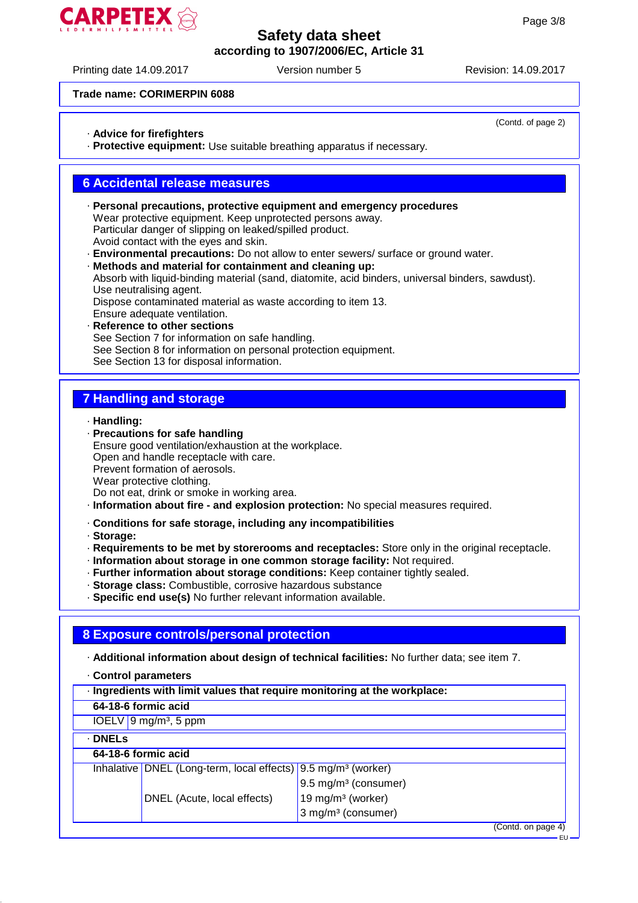Trade name: CORIMERPIN 6088

(Contd. of page 2)

· **Advice for firefighters**
· **Protective equipment:** Use suitable breathing apparatus if necessary.

## 6 Accidental release measures

· **Personal precautions, protective equipment and emergency procedures**
Wear protective equipment. Keep unprotected persons away.
Particular danger of slipping on leaked/spilled product.
Avoid contact with the eyes and skin.
· **Environmental precautions:** Do not allow to enter sewers/ surface or ground water.
· **Methods and material for containment and cleaning up:**
Absorb with liquid-binding material (sand, diatomite, acid binders, universal binders, sawdust).
Use neutralising agent.
Dispose contaminated material as waste according to item 13.
Ensure adequate ventilation.
· **Reference to other sections**
See Section 7 for information on safe handling.
See Section 8 for information on personal protection equipment.
See Section 13 for disposal information.

## 7 Handling and storage

· **Handling:**
· **Precautions for safe handling**
Ensure good ventilation/exhaustion at the workplace.
Open and handle receptacle with care.
Prevent formation of aerosols.
Wear protective clothing.
Do not eat, drink or smoke in working area.
· **Information about fire - and explosion protection:** No special measures required.

· **Conditions for safe storage, including any incompatibilities**
· **Storage:**
· **Requirements to be met by storerooms and receptacles:** Store only in the original receptacle.
· **Information about storage in one common storage facility:** Not required.
· **Further information about storage conditions:** Keep container tightly sealed.
· **Storage class:** Combustible, corrosive hazardous substance
· **Specific end use(s)** No further relevant information available.

## 8 Exposure controls/personal protection

· **Additional information about design of technical facilities:** No further data; see item 7.

· **Control parameters**

| · **Ingredients with limit values that require monitoring at the workplace:** | |
|---|---|
| **64-18-6 formic acid** | |
| IOELV | 9 mg/m³, 5 ppm |

| · **DNELs** | | |
|---|---|---|
| **64-18-6 formic acid** | | |
| Inhalative | DNEL (Long-term, local effects) | 9.5 mg/m³ (worker) |
| | | 9.5 mg/m³ (consumer) |
| | DNEL (Acute, local effects) | 19 mg/m³ (worker) |
| | | 3 mg/m³ (consumer) |

(Contd. on page 4)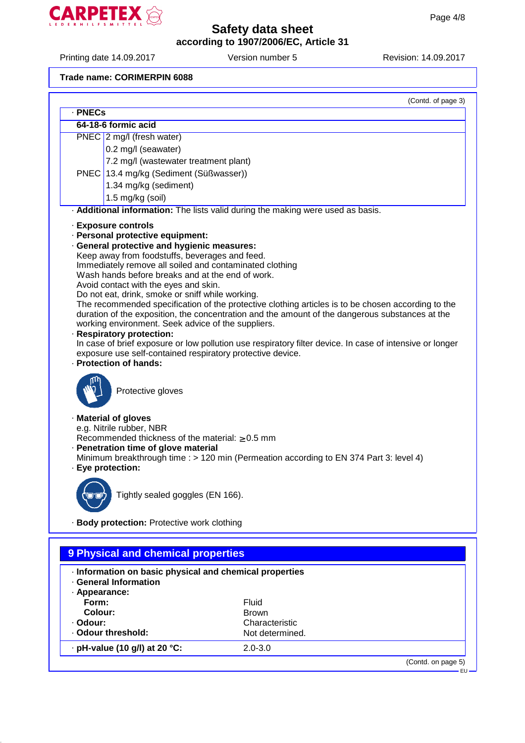**Trade name: CORIMERPIN 6088**

(Contd. of page 3)

· **PNECs**

| **64-18-6 formic acid** | |
|---|---|
| PNEC | 2 mg/l (fresh water) |
| | 0.2 mg/l (seawater) |
| | 7.2 mg/l (wastewater treatment plant) |
| PNEC | 13.4 mg/kg (Sediment (Süßwasser)) |
| | 1.34 mg/kg (sediment) |
| | 1.5 mg/kg (soil) |

· **Additional information:** The lists valid during the making were used as basis.

· **Exposure controls**
· **Personal protective equipment:**
· **General protective and hygienic measures:**
Keep away from foodstuffs, beverages and feed.
Immediately remove all soiled and contaminated clothing
Wash hands before breaks and at the end of work.
Avoid contact with the eyes and skin.
Do not eat, drink, smoke or sniff while working.
The recommended specification of the protective clothing articles is to be chosen according to the duration of the exposition, the concentration and the amount of the dangerous substances at the working environment. Seek advice of the suppliers.
· **Respiratory protection:**
In case of brief exposure or low pollution use respiratory filter device. In case of intensive or longer exposure use self-contained respiratory protective device.
· **Protection of hands:**

Protective gloves

· **Material of gloves**
e.g. Nitrile rubber, NBR
Recommended thickness of the material: ≥0.5 mm
· **Penetration time of glove material**
Minimum breakthrough time : > 120 min (Permeation according to EN 374 Part 3: level 4)
· **Eye protection:**

Tightly sealed goggles (EN 166).

· **Body protection:** Protective work clothing

## 9 Physical and chemical properties

· **Information on basic physical and chemical properties**
· **General Information**
· **Appearance:**

| | |
|---|---|
| **Form:** | Fluid |
| **Colour:** | Brown |
| · **Odour:** | Characteristic |
| · **Odour threshold:** | Not determined. |
| · **pH-value (10 g/l) at 20 °C:** | 2.0-3.0 |

(Contd. on page 5)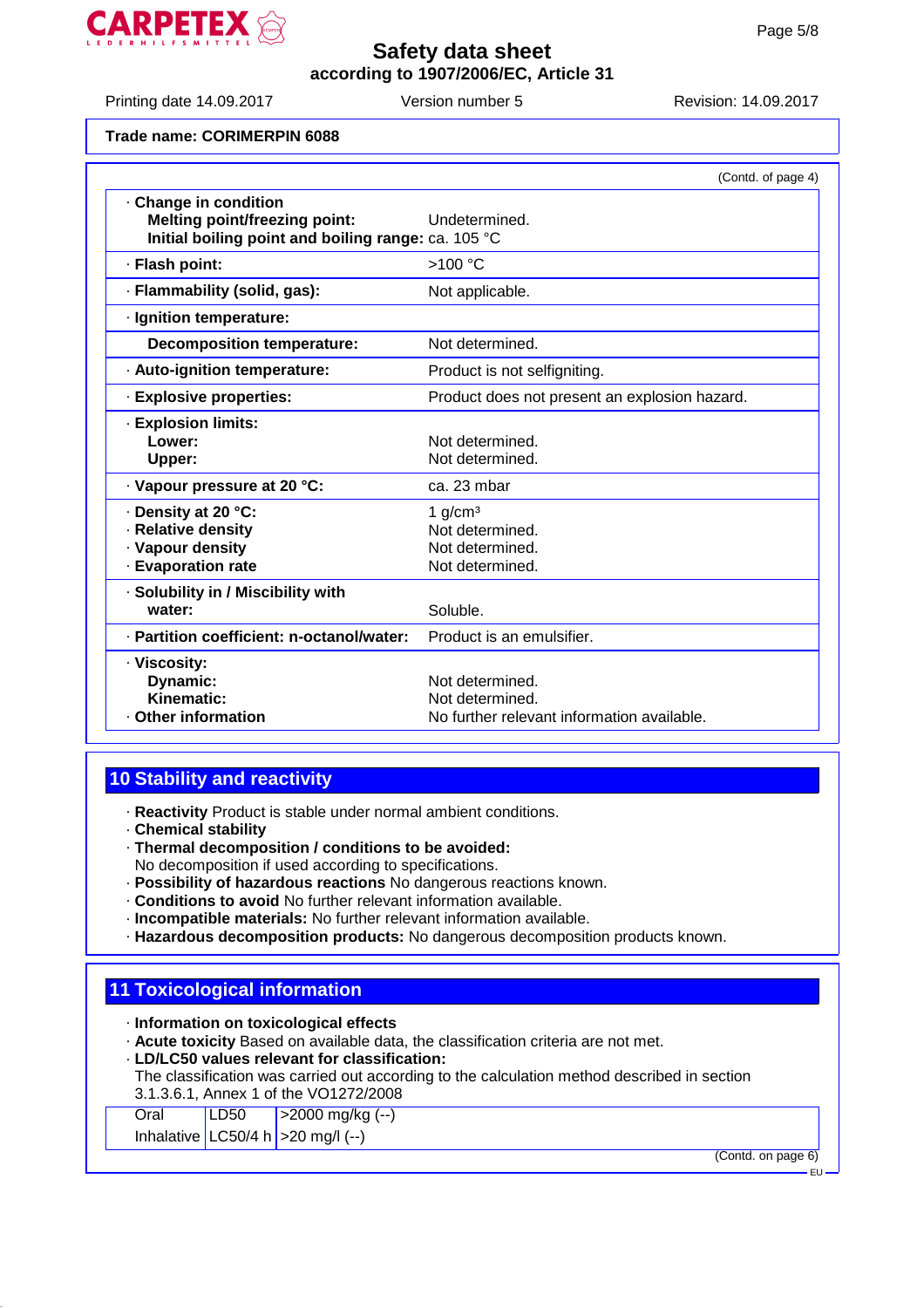Trade name: **CORIMERPIN 6088**

(Contd. of page 4)

| | |
|---|---|
| · **Change in condition** | |
| **Melting point/freezing point:** | Undetermined. |
| **Initial boiling point and boiling range:** | ca. 105 °C |
| · **Flash point:** | >100 °C |
| · **Flammability (solid, gas):** | Not applicable. |
| · **Ignition temperature:** | |
| **Decomposition temperature:** | Not determined. |
| · **Auto-ignition temperature:** | Product is not selfigniting. |
| · **Explosive properties:** | Product does not present an explosion hazard. |
| · **Explosion limits:** | |
| **Lower:** | Not determined. |
| **Upper:** | Not determined. |
| · **Vapour pressure at 20 °C:** | ca. 23 mbar |
| · **Density at 20 °C:** | 1 g/cm³ |
| · **Relative density** | Not determined. |
| · **Vapour density** | Not determined. |
| · **Evaporation rate** | Not determined. |
| · **Solubility in / Miscibility with water:** | Soluble. |
| · **Partition coefficient: n-octanol/water:** | Product is an emulsifier. |
| · **Viscosity:** | |
| **Dynamic:** | Not determined. |
| **Kinematic:** | Not determined. |
| · **Other information** | No further relevant information available. |

## 10 Stability and reactivity

- · **Reactivity** Product is stable under normal ambient conditions.
- · **Chemical stability**
- · **Thermal decomposition / conditions to be avoided:**
  No decomposition if used according to specifications.
- · **Possibility of hazardous reactions** No dangerous reactions known.
- · **Conditions to avoid** No further relevant information available.
- · **Incompatible materials:** No further relevant information available.
- · **Hazardous decomposition products:** No dangerous decomposition products known.

## 11 Toxicological information

- · **Information on toxicological effects**
- · **Acute toxicity** Based on available data, the classification criteria are not met.
- · **LD/LC50 values relevant for classification:**
  The classification was carried out according to the calculation method described in section 3.1.3.6.1, Annex 1 of the VO1272/2008

| | | |
|---|---|---|
| Oral | LD50 | >2000 mg/kg (--) |
| Inhalative | LC50/4 h | >20 mg/l (--) |

(Contd. on page 6)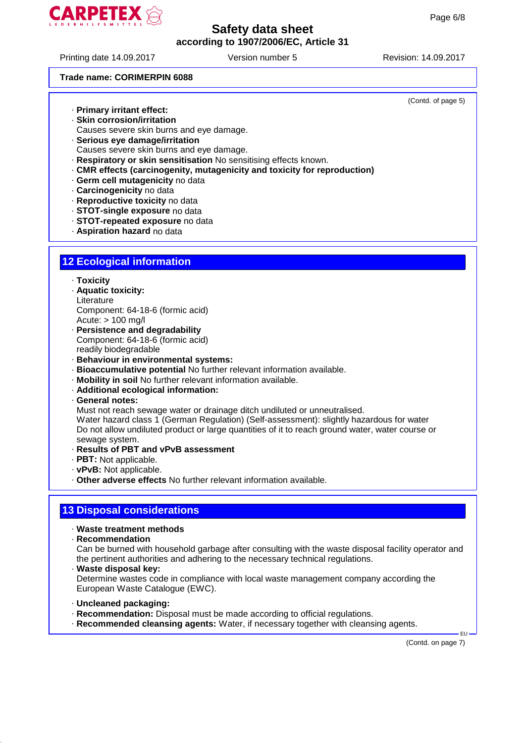**Trade name: CORIMERPIN 6088**

(Contd. of page 5)

- **Primary irritant effect:**
- **Skin corrosion/irritation**
  Causes severe skin burns and eye damage.
- **Serious eye damage/irritation**
  Causes severe skin burns and eye damage.
- **Respiratory or skin sensitisation** No sensitising effects known.
- **CMR effects (carcinogenity, mutagenicity and toxicity for reproduction)**
- **Germ cell mutagenicity** no data
- **Carcinogenicity** no data
- **Reproductive toxicity** no data
- **STOT-single exposure** no data
- **STOT-repeated exposure** no data
- **Aspiration hazard** no data

## 12 Ecological information

- **Toxicity**
- **Aquatic toxicity:**
  Literature
  Component: 64-18-6 (formic acid)
  Acute: > 100 mg/l
- **Persistence and degradability**
  Component: 64-18-6 (formic acid)
  readily biodegradable
- **Behaviour in environmental systems:**
- **Bioaccumulative potential** No further relevant information available.
- **Mobility in soil** No further relevant information available.
- **Additional ecological information:**
- **General notes:**
  Must not reach sewage water or drainage ditch undiluted or unneutralised.
  Water hazard class 1 (German Regulation) (Self-assessment): slightly hazardous for water
  Do not allow undiluted product or large quantities of it to reach ground water, water course or sewage system.
- **Results of PBT and vPvB assessment**
- **PBT:** Not applicable.
- **vPvB:** Not applicable.
- **Other adverse effects** No further relevant information available.

## 13 Disposal considerations

- **Waste treatment methods**
- **Recommendation**
  Can be burned with household garbage after consulting with the waste disposal facility operator and the pertinent authorities and adhering to the necessary technical regulations.
- **Waste disposal key:**
  Determine wastes code in compliance with local waste management company according the European Waste Catalogue (EWC).

- **Uncleaned packaging:**
- **Recommendation:** Disposal must be made according to official regulations.
- **Recommended cleansing agents:** Water, if necessary together with cleansing agents.

(Contd. on page 7)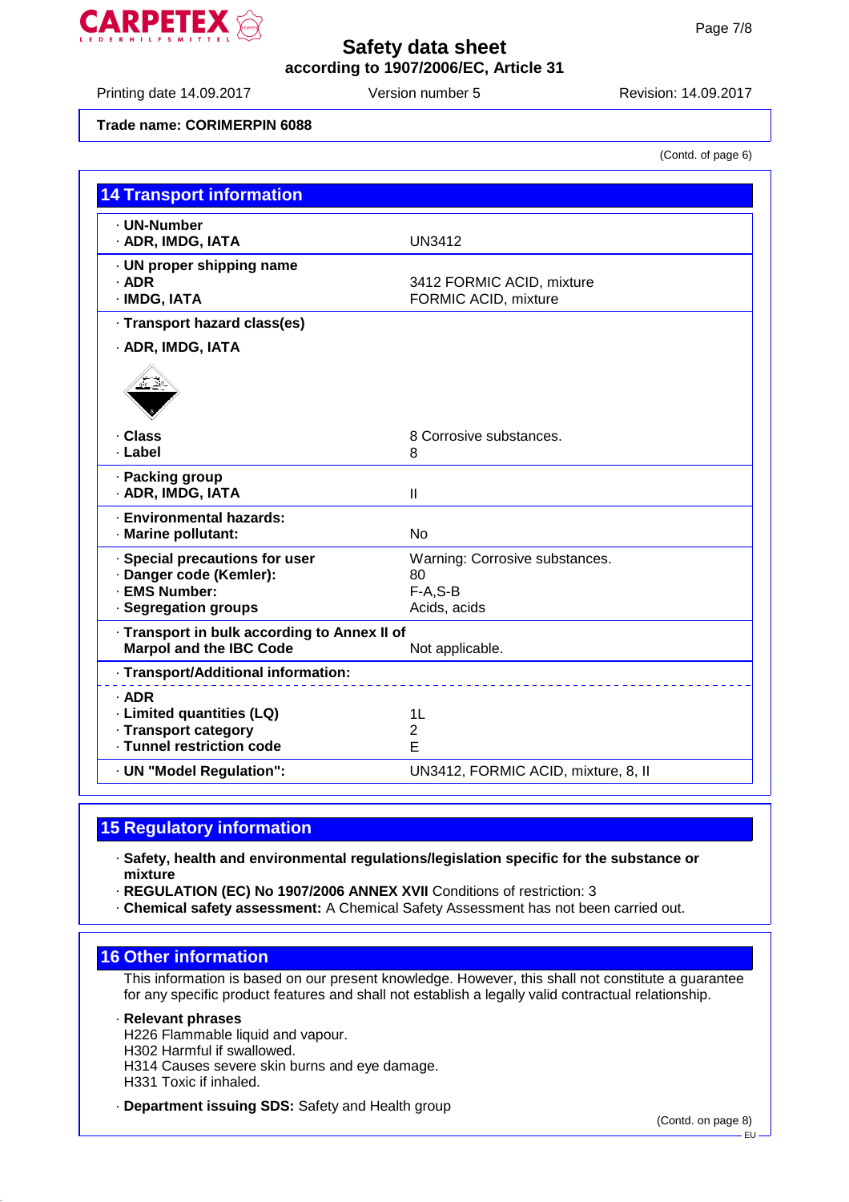Trade name: CORIMERPIN 6088

(Contd. of page 6)

## 14 Transport information

| | |
|---|---|
| · **UN-Number**<br>· **ADR, IMDG, IATA** | UN3412 |
| · **UN proper shipping name**<br>· **ADR**<br>· **IMDG, IATA** | 3412 FORMIC ACID, mixture<br>FORMIC ACID, mixture |
| · **Transport hazard class(es)**<br>· **ADR, IMDG, IATA** | |
| · **Class**<br>· **Label** | 8 Corrosive substances.<br>8 |
| · **Packing group**<br>· **ADR, IMDG, IATA** | II |
| · **Environmental hazards:**<br>· **Marine pollutant:** | No |
| · **Special precautions for user**<br>· **Danger code (Kemler):**<br>· **EMS Number:**<br>· **Segregation groups** | Warning: Corrosive substances.<br>80<br>F-A,S-B<br>Acids, acids |
| · **Transport in bulk according to Annex II of Marpol and the IBC Code** | Not applicable. |
| · **Transport/Additional information:** | |
| · **ADR**<br>· **Limited quantities (LQ)**<br>· **Transport category**<br>· **Tunnel restriction code** | <br>1L<br>2<br>E |
| · **UN "Model Regulation":** | UN3412, FORMIC ACID, mixture, 8, II |

## 15 Regulatory information

· **Safety, health and environmental regulations/legislation specific for the substance or mixture**
· **REGULATION (EC) No 1907/2006 ANNEX XVII** Conditions of restriction: 3
· **Chemical safety assessment:** A Chemical Safety Assessment has not been carried out.

## 16 Other information

This information is based on our present knowledge. However, this shall not constitute a guarantee for any specific product features and shall not establish a legally valid contractual relationship.

· **Relevant phrases**
H226 Flammable liquid and vapour.
H302 Harmful if swallowed.
H314 Causes severe skin burns and eye damage.
H331 Toxic if inhaled.

· **Department issuing SDS:** Safety and Health group

(Contd. on page 8)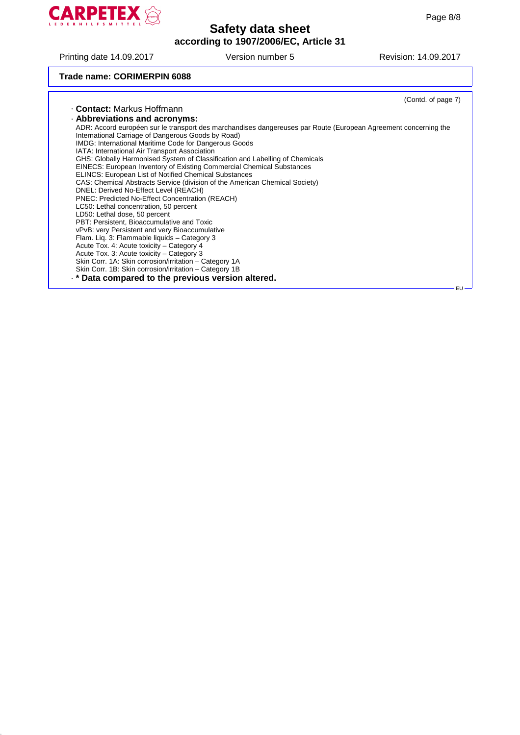**Trade name: CORIMERPIN 6088**

(Contd. of page 7)

· **Contact:** Markus Hoffmann

· **Abbreviations and acronyms:**

ADR: Accord européen sur le transport des marchandises dangereuses par Route (European Agreement concerning the International Carriage of Dangerous Goods by Road)
IMDG: International Maritime Code for Dangerous Goods
IATA: International Air Transport Association
GHS: Globally Harmonised System of Classification and Labelling of Chemicals
EINECS: European Inventory of Existing Commercial Chemical Substances
ELINCS: European List of Notified Chemical Substances
CAS: Chemical Abstracts Service (division of the American Chemical Society)
DNEL: Derived No-Effect Level (REACH)
PNEC: Predicted No-Effect Concentration (REACH)
LC50: Lethal concentration, 50 percent
LD50: Lethal dose, 50 percent
PBT: Persistent, Bioaccumulative and Toxic
vPvB: very Persistent and very Bioaccumulative
Flam. Liq. 3: Flammable liquids – Category 3
Acute Tox. 4: Acute toxicity – Category 4
Acute Tox. 3: Acute toxicity – Category 3
Skin Corr. 1A: Skin corrosion/irritation – Category 1A
Skin Corr. 1B: Skin corrosion/irritation – Category 1B

· **\* Data compared to the previous version altered.**

EU